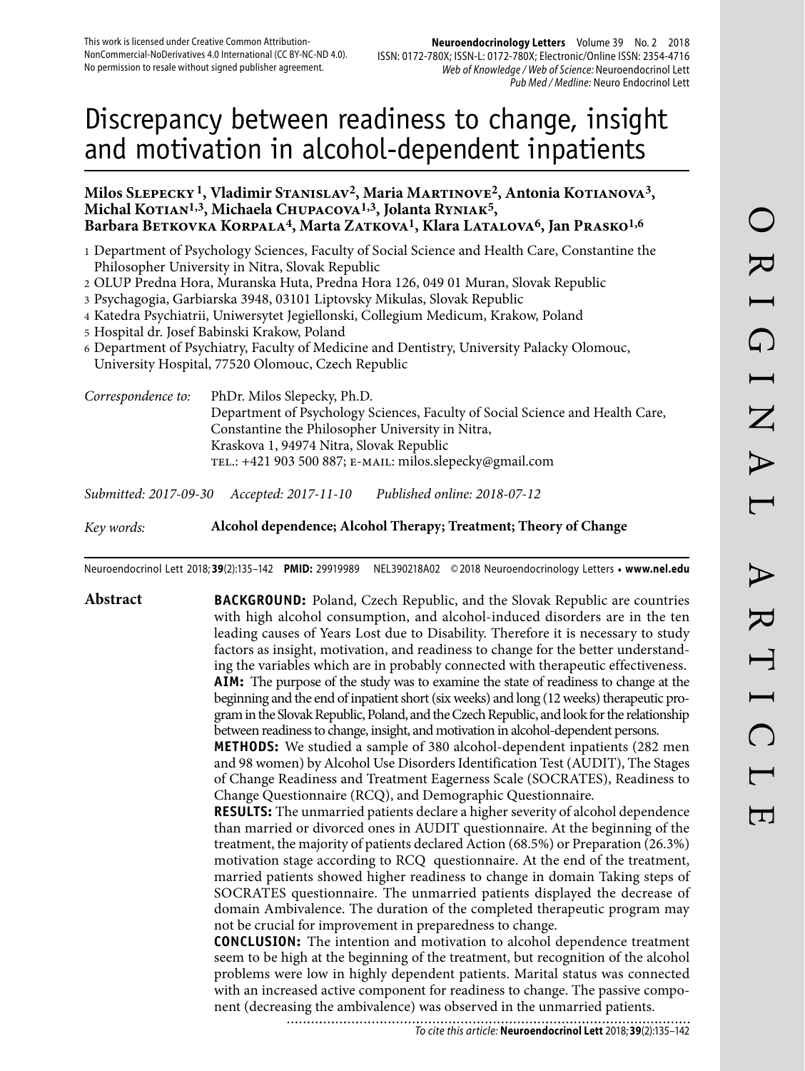This work is licensed under Creative Common Attribution-NonCommercial-NoDerivatives 4.0 International (CC BY-NC-ND 4.0). No permission to resale without signed publisher agreement.

# Discrepancy between readiness to change, insight and motivation in alcohol-dependent inpatients

**Milos Slepecky [1], Vladimir Stanislav [2], Maria Martinove [2], Antonia Kotianova [3], Michal Kotian [1,3], Michaela Chupacova [1,3], Jolanta Ryniak [5], Barbara Betkovka Korpala [4], Marta Zatkova [1], Klara Latalova [6], Jan Prasko [1,6]**

1 Department of Psychology Sciences, Faculty of Social Science and Health Care, Constantine the Philosopher University in Nitra, Slovak Republic
2 OLUP Predna Hora, Muranska Huta, Predna Hora 126, 049 01 Muran, Slovak Republic
3 Psychagogia, Garbiarska 3948, 03101 Liptovsky Mikulas, Slovak Republic
4 Katedra Psychiatrii, Uniwersytet Jegiellonski, Collegium Medicum, Krakow, Poland
5 Hospital dr. Josef Babinski Krakow, Poland
6 Department of Psychiatry, Faculty of Medicine and Dentistry, University Palacky Olomouc, University Hospital, 77520 Olomouc, Czech Republic

*Correspondence to:* PhDr. Milos Slepecky, Ph.D.
Department of Psychology Sciences, Faculty of Social Science and Health Care, Constantine the Philosopher University in Nitra, Kraskova 1, 94974 Nitra, Slovak Republic
TEL.: +421 903 500 887; E-MAIL: milos.slepecky@gmail.com

*Submitted: 2017-09-30* *Accepted: 2017-11-10* *Published online: 2018-07-12*

*Key words:* **Alcohol dependence; Alcohol Therapy; Treatment; Theory of Change**

Neuroendocrinol Lett 2018; **39**(2):135–142 **PMID:** 29919989 NEL390218A02 © 2018 Neuroendocrinology Letters • **www.nel.edu**

## Abstract

**BACKGROUND:** Poland, Czech Republic, and the Slovak Republic are countries with high alcohol consumption, and alcohol-induced disorders are in the ten leading causes of Years Lost due to Disability. Therefore it is necessary to study factors as insight, motivation, and readiness to change for the better understanding the variables which are in probably connected with therapeutic effectiveness.

**AIM:** The purpose of the study was to examine the state of readiness to change at the beginning and the end of inpatient short (six weeks) and long (12 weeks) therapeutic program in the Slovak Republic, Poland, and the Czech Republic, and look for the relationship between readiness to change, insight, and motivation in alcohol-dependent persons.

**METHODS:** We studied a sample of 380 alcohol-dependent inpatients (282 men and 98 women) by Alcohol Use Disorders Identification Test (AUDIT), The Stages of Change Readiness and Treatment Eagerness Scale (SOCRATES), Readiness to Change Questionnaire (RCQ), and Demographic Questionnaire.

**RESULTS:** The unmarried patients declare a higher severity of alcohol dependence than married or divorced ones in AUDIT questionnaire. At the beginning of the treatment, the majority of patients declared Action (68.5%) or Preparation (26.3%) motivation stage according to RCQ questionnaire. At the end of the treatment, married patients showed higher readiness to change in domain Taking steps of SOCRATES questionnaire. The unmarried patients displayed the decrease of domain Ambivalence. The duration of the completed therapeutic program may not be crucial for improvement in preparedness to change.

**CONCLUSION:** The intention and motivation to alcohol dependence treatment seem to be high at the beginning of the treatment, but recognition of the alcohol problems were low in highly dependent patients. Marital status was connected with an increased active component for readiness to change. The passive component (decreasing the ambivalence) was observed in the unmarried patients.

*To cite this article:* **Neuroendocrinol Lett** 2018; **39**(2):135–142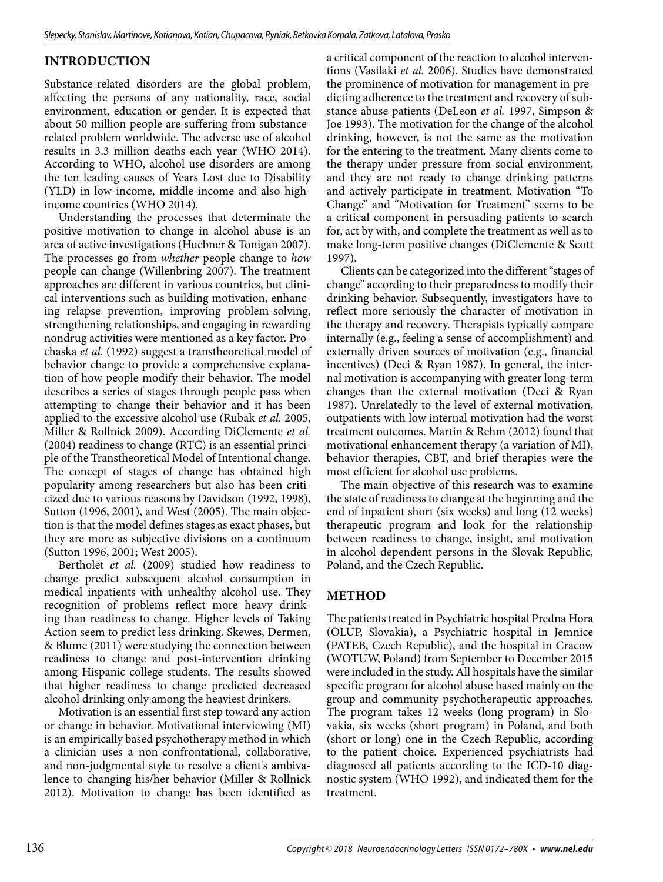## INTRODUCTION

Substance-related disorders are the global problem, affecting the persons of any nationality, race, social environment, education or gender. It is expected that about 50 million people are suffering from substance-related problem worldwide. The adverse use of alcohol results in 3.3 million deaths each year (WHO 2014). According to WHO, alcohol use disorders are among the ten leading causes of Years Lost due to Disability (YLD) in low-income, middle-income and also high-income countries (WHO 2014).

Understanding the processes that determinate the positive motivation to change in alcohol abuse is an area of active investigations (Huebner & Tonigan 2007). The processes go from *whether* people change to *how* people can change (Willenbring 2007). The treatment approaches are different in various countries, but clinical interventions such as building motivation, enhancing relapse prevention, improving problem-solving, strengthening relationships, and engaging in rewarding nondrug activities were mentioned as a key factor. Prochaska *et al.* (1992) suggest a transtheoretical model of behavior change to provide a comprehensive explanation of how people modify their behavior. The model describes a series of stages through people pass when attempting to change their behavior and it has been applied to the excessive alcohol use (Rubak *et al.* 2005, Miller & Rollnick 2009). According DiClemente *et al.* (2004) readiness to change (RTC) is an essential principle of the Transtheoretical Model of Intentional change. The concept of stages of change has obtained high popularity among researchers but also has been criticized due to various reasons by Davidson (1992, 1998), Sutton (1996, 2001), and West (2005). The main objection is that the model defines stages as exact phases, but they are more as subjective divisions on a continuum (Sutton 1996, 2001; West 2005).

Bertholet *et al.* (2009) studied how readiness to change predict subsequent alcohol consumption in medical inpatients with unhealthy alcohol use. They recognition of problems reflect more heavy drinking than readiness to change. Higher levels of Taking Action seem to predict less drinking. Skewes, Dermen, & Blume (2011) were studying the connection between readiness to change and post-intervention drinking among Hispanic college students. The results showed that higher readiness to change predicted decreased alcohol drinking only among the heaviest drinkers.

Motivation is an essential first step toward any action or change in behavior. Motivational interviewing (MI) is an empirically based psychotherapy method in which a clinician uses a non-confrontational, collaborative, and non-judgmental style to resolve a client's ambivalence to changing his/her behavior (Miller & Rollnick 2012). Motivation to change has been identified as a critical component of the reaction to alcohol interventions (Vasilaki *et al.* 2006). Studies have demonstrated the prominence of motivation for management in predicting adherence to the treatment and recovery of substance abuse patients (DeLeon *et al.* 1997, Simpson & Joe 1993). The motivation for the change of the alcohol drinking, however, is not the same as the motivation for the entering to the treatment. Many clients come to the therapy under pressure from social environment, and they are not ready to change drinking patterns and actively participate in treatment. Motivation "To Change" and "Motivation for Treatment" seems to be a critical component in persuading patients to search for, act by with, and complete the treatment as well as to make long-term positive changes (DiClemente & Scott 1997).

Clients can be categorized into the different "stages of change" according to their preparedness to modify their drinking behavior. Subsequently, investigators have to reflect more seriously the character of motivation in the therapy and recovery. Therapists typically compare internally (e.g., feeling a sense of accomplishment) and externally driven sources of motivation (e.g., financial incentives) (Deci & Ryan 1987). In general, the internal motivation is accompanying with greater long-term changes than the external motivation (Deci & Ryan 1987). Unrelatedly to the level of external motivation, outpatients with low internal motivation had the worst treatment outcomes. Martin & Rehm (2012) found that motivational enhancement therapy (a variation of MI), behavior therapies, CBT, and brief therapies were the most efficient for alcohol use problems.

The main objective of this research was to examine the state of readiness to change at the beginning and the end of inpatient short (six weeks) and long (12 weeks) therapeutic program and look for the relationship between readiness to change, insight, and motivation in alcohol-dependent persons in the Slovak Republic, Poland, and the Czech Republic.

## METHOD

The patients treated in Psychiatric hospital Predna Hora (OLUP, Slovakia), a Psychiatric hospital in Jemnice (PATEB, Czech Republic), and the hospital in Cracow (WOTUW, Poland) from September to December 2015 were included in the study. All hospitals have the similar specific program for alcohol abuse based mainly on the group and community psychotherapeutic approaches. The program takes 12 weeks (long program) in Slovakia, six weeks (short program) in Poland, and both (short or long) one in the Czech Republic, according to the patient choice. Experienced psychiatrists had diagnosed all patients according to the ICD-10 diagnostic system (WHO 1992), and indicated them for the treatment.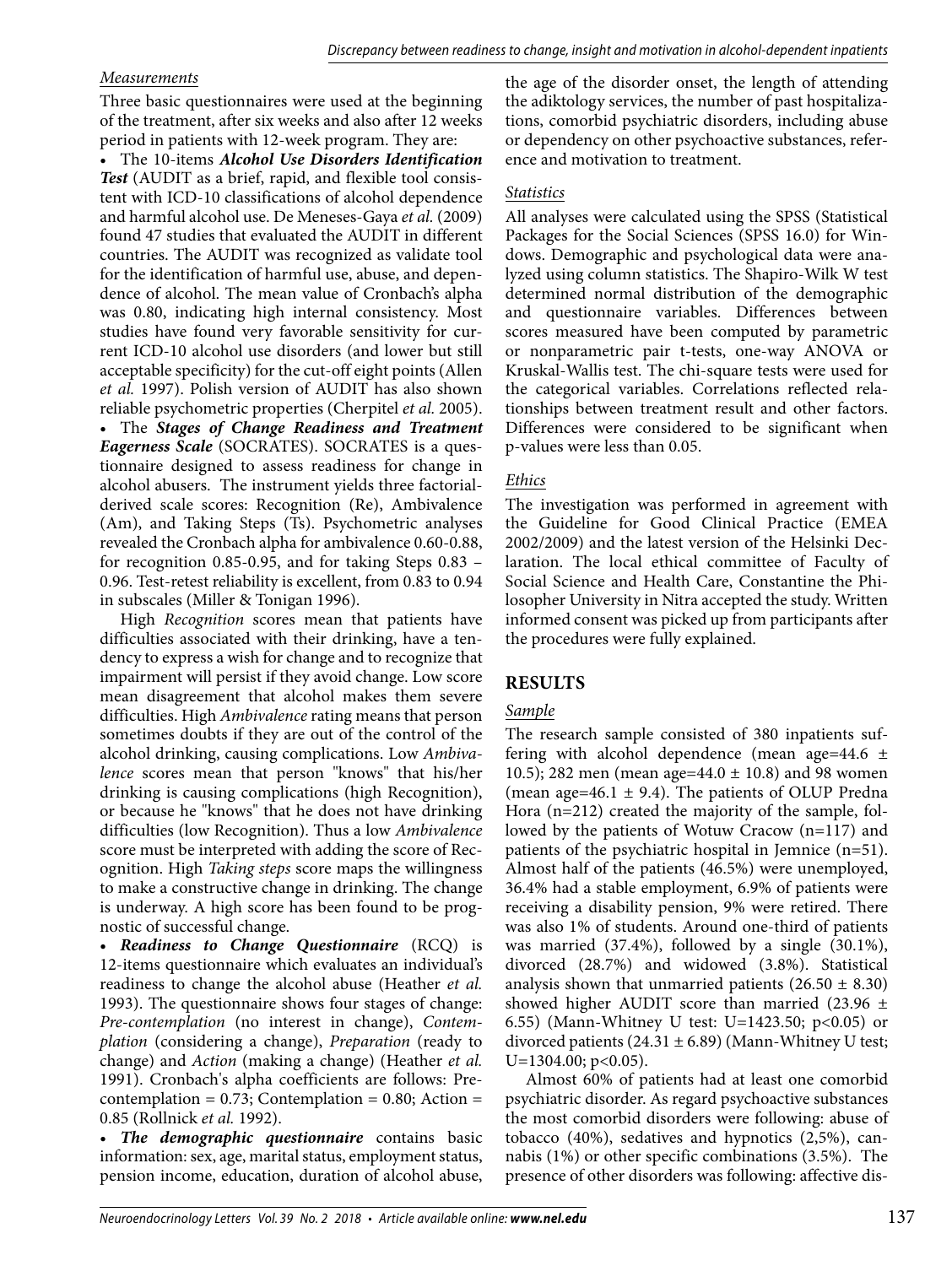*Measurements*

Three basic questionnaires were used at the beginning of the treatment, after six weeks and also after 12 weeks period in patients with 12-week program. They are:

- The 10-items ***Alcohol Use Disorders Identification Test*** (AUDIT as a brief, rapid, and flexible tool consistent with ICD-10 classifications of alcohol dependence and harmful alcohol use. De Meneses-Gaya *et al.* (2009) found 47 studies that evaluated the AUDIT in different countries. The AUDIT was recognized as validate tool for the identification of harmful use, abuse, and dependence of alcohol. The mean value of Cronbach's alpha was 0.80, indicating high internal consistency. Most studies have found very favorable sensitivity for current ICD-10 alcohol use disorders (and lower but still acceptable specificity) for the cut-off eight points (Allen *et al.* 1997). Polish version of AUDIT has also shown reliable psychometric properties (Cherpitel *et al.* 2005).
- The ***Stages of Change Readiness and Treatment Eagerness Scale*** (SOCRATES). SOCRATES is a questionnaire designed to assess readiness for change in alcohol abusers. The instrument yields three factorial-derived scale scores: Recognition (Re), Ambivalence (Am), and Taking Steps (Ts). Psychometric analyses revealed the Cronbach alpha for ambivalence 0.60-0.88, for recognition 0.85-0.95, and for taking Steps 0.83 – 0.96. Test-retest reliability is excellent, from 0.83 to 0.94 in subscales (Miller & Tonigan 1996).

High *Recognition* scores mean that patients have difficulties associated with their drinking, have a tendency to express a wish for change and to recognize that impairment will persist if they avoid change. Low score mean disagreement that alcohol makes them severe difficulties. High *Ambivalence* rating means that person sometimes doubts if they are out of the control of the alcohol drinking, causing complications. Low *Ambivalence* scores mean that person "knows" that his/her drinking is causing complications (high Recognition), or because he "knows" that he does not have drinking difficulties (low Recognition). Thus a low *Ambivalence* score must be interpreted with adding the score of Recognition. High *Taking steps* score maps the willingness to make a constructive change in drinking. The change is underway. A high score has been found to be prognostic of successful change.

- ***Readiness to Change Questionnaire*** (RCQ) is 12-items questionnaire which evaluates an individual's readiness to change the alcohol abuse (Heather *et al.* 1993). The questionnaire shows four stages of change: *Pre-contemplation* (no interest in change), *Contemplation* (considering a change), *Preparation* (ready to change) and *Action* (making a change) (Heather *et al.* 1991). Cronbach's alpha coefficients are follows: Pre-contemplation = 0.73; Contemplation = 0.80; Action = 0.85 (Rollnick *et al.* 1992).
- ***The demographic questionnaire*** contains basic information: sex, age, marital status, employment status, pension income, education, duration of alcohol abuse, the age of the disorder onset, the length of attending the adiktology services, the number of past hospitalizations, comorbid psychiatric disorders, including abuse or dependency on other psychoactive substances, reference and motivation to treatment.

*Statistics*

All analyses were calculated using the SPSS (Statistical Packages for the Social Sciences (SPSS 16.0) for Windows. Demographic and psychological data were analyzed using column statistics. The Shapiro-Wilk W test determined normal distribution of the demographic and questionnaire variables. Differences between scores measured have been computed by parametric or nonparametric pair t-tests, one-way ANOVA or Kruskal-Wallis test. The chi-square tests were used for the categorical variables. Correlations reflected relationships between treatment result and other factors. Differences were considered to be significant when p-values were less than 0.05.

*Ethics*

The investigation was performed in agreement with the Guideline for Good Clinical Practice (EMEA 2002/2009) and the latest version of the Helsinki Declaration. The local ethical committee of Faculty of Social Science and Health Care, Constantine the Philosopher University in Nitra accepted the study. Written informed consent was picked up from participants after the procedures were fully explained.

## RESULTS

*Sample*

The research sample consisted of 380 inpatients suffering with alcohol dependence (mean age=44.6 ± 10.5); 282 men (mean age=44.0 ± 10.8) and 98 women (mean age=46.1 ± 9.4). The patients of OLUP Predna Hora (n=212) created the majority of the sample, followed by the patients of Wotuw Cracow (n=117) and patients of the psychiatric hospital in Jemnice (n=51). Almost half of the patients (46.5%) were unemployed, 36.4% had a stable employment, 6.9% of patients were receiving a disability pension, 9% were retired. There was also 1% of students. Around one-third of patients was married (37.4%), followed by a single (30.1%), divorced (28.7%) and widowed (3.8%). Statistical analysis shown that unmarried patients (26.50 ± 8.30) showed higher AUDIT score than married (23.96 ± 6.55) (Mann-Whitney U test: U=1423.50; $p<0.05$) or divorced patients (24.31 ± 6.89) (Mann-Whitney U test; U=1304.00; $p<0.05$).

Almost 60% of patients had at least one comorbid psychiatric disorder. As regard psychoactive substances the most comorbid disorders were following: abuse of tobacco (40%), sedatives and hypnotics (2,5%), cannabis (1%) or other specific combinations (3.5%). The presence of other disorders was following: affective dis-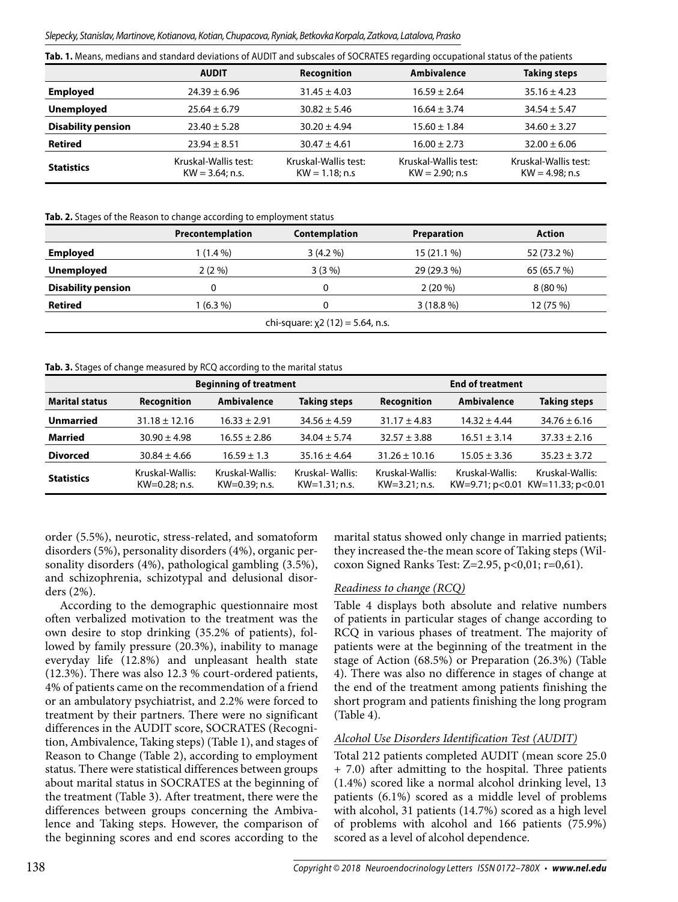**Tab. 1.** Means, medians and standard deviations of AUDIT and subscales of SOCRATES regarding occupational status of the patients

| | AUDIT | Recognition | Ambivalence | Taking steps |
|---|---|---|---|---|
| **Employed** | 24.39 ± 6.96 | 31.45 ± 4.03 | 16.59 ± 2.64 | 35.16 ± 4.23 |
| **Unemployed** | 25.64 ± 6.79 | 30.82 ± 5.46 | 16.64 ± 3.74 | 34.54 ± 5.47 |
| **Disability pension** | 23.40 ± 5.28 | 30.20 ± 4.94 | 15.60 ± 1.84 | 34.60 ± 3.27 |
| **Retired** | 23.94 ± 8.51 | 30.47 ± 4.61 | 16.00 ± 2.73 | 32.00 ± 6.06 |
| **Statistics** | Kruskal-Wallis test: KW = 3.64; n.s. | Kruskal-Wallis test: KW = 1.18; n.s | Kruskal-Wallis test: KW = 2.90; n.s | Kruskal-Wallis test: KW = 4.98; n.s |

**Tab. 2.** Stages of the Reason to change according to employment status

| | Precontemplation | Contemplation | Preparation | Action |
|---|---|---|---|---|
| **Employed** | 1 (1.4 %) | 3 (4.2 %) | 15 (21.1 %) | 52 (73.2 %) |
| **Unemployed** | 2 (2 %) | 3 (3 %) | 29 (29.3 %) | 65 (65.7 %) |
| **Disability pension** | 0 | 0 | 2 (20 %) | 8 (80 %) |
| **Retired** | 1 (6.3 %) | 0 | 3 (18.8 %) | 12 (75 %) |
| chi-square: $\chi2$ (12) = 5.64, n.s. | | | | |

**Tab. 3.** Stages of change measured by RCQ according to the marital status

| | Beginning of treatment | | | End of treatment | | |
|---|---|---|---|---|---|---|
| **Marital status** | **Recognition** | **Ambivalence** | **Taking steps** | **Recognition** | **Ambivalence** | **Taking steps** |
| **Unmarried** | 31.18 ± 12.16 | 16.33 ± 2.91 | 34.56 ± 4.59 | 31.17 ± 4.83 | 14.32 ± 4.44 | 34.76 ± 6.16 |
| **Married** | 30.90 ± 4.98 | 16.55 ± 2.86 | 34.04 ± 5.74 | 32.57 ± 3.88 | 16.51 ± 3.14 | 37.33 ± 2.16 |
| **Divorced** | 30.84 ± 4.66 | 16.59 ± 1.3 | 35.16 ± 4.64 | 31.26 ± 10.16 | 15.05 ± 3.36 | 35.23 ± 3.72 |
| **Statistics** | Kruskal-Wallis: KW=0.28; n.s. | Kruskal-Wallis: KW=0.39; n.s. | Kruskal- Wallis: KW=1.31; n.s. | Kruskal-Wallis: KW=3.21; n.s. | Kruskal-Wallis: KW=9.71; p<0.01 | Kruskal-Wallis: KW=11.33; p<0.01 |

order (5.5%), neurotic, stress-related, and somatoform disorders (5%), personality disorders (4%), organic personality disorders (4%), pathological gambling (3.5%), and schizophrenia, schizotypal and delusional disorders (2%).

According to the demographic questionnaire most often verbalized motivation to the treatment was the own desire to stop drinking (35.2% of patients), followed by family pressure (20.3%), inability to manage everyday life (12.8%) and unpleasant health state (12.3%). There was also 12.3 % court-ordered patients, 4% of patients came on the recommendation of a friend or an ambulatory psychiatrist, and 2.2% were forced to treatment by their partners. There were no significant differences in the AUDIT score, SOCRATES (Recognition, Ambivalence, Taking steps) (Table 1), and stages of Reason to Change (Table 2), according to employment status. There were statistical differences between groups about marital status in SOCRATES at the beginning of the treatment (Table 3). After treatment, there were the differences between groups concerning the Ambivalence and Taking steps. However, the comparison of the beginning scores and end scores according to the marital status showed only change in married patients; they increased the-the mean score of Taking steps (Wilcoxon Signed Ranks Test: Z=2.95, p<0,01; r=0,61).

### *Readiness to change (RCQ)*

Table 4 displays both absolute and relative numbers of patients in particular stages of change according to RCQ in various phases of treatment. The majority of patients were at the beginning of the treatment in the stage of Action (68.5%) or Preparation (26.3%) (Table 4). There was also no difference in stages of change at the end of the treatment among patients finishing the short program and patients finishing the long program (Table 4).

### *Alcohol Use Disorders Identification Test (AUDIT)*

Total 212 patients completed AUDIT (mean score 25.0 + 7.0) after admitting to the hospital. Three patients (1.4%) scored like a normal alcohol drinking level, 13 patients (6.1%) scored as a middle level of problems with alcohol, 31 patients (14.7%) scored as a high level of problems with alcohol and 166 patients (75.9%) scored as a level of alcohol dependence.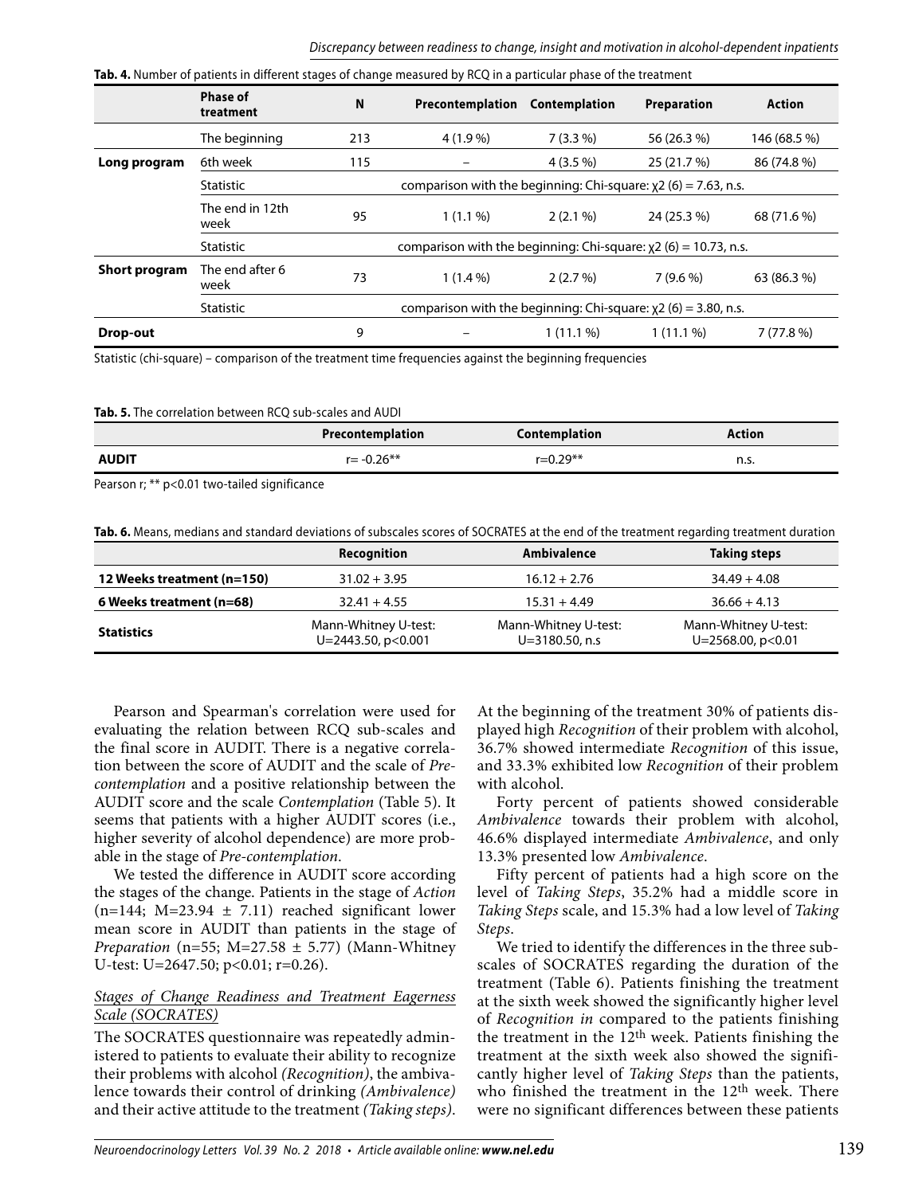**Tab. 4.** Number of patients in different stages of change measured by RCQ in a particular phase of the treatment

| | Phase of treatment | N | Precontemplation | Contemplation | Preparation | Action |
|---|---|---|---|---|---|---|
| **Long program** | The beginning | 213 | 4 (1.9 %) | 7 (3.3 %) | 56 (26.3 %) | 146 (68.5 %) |
| | 6th week | 115 | – | 4 (3.5 %) | 25 (21.7 %) | 86 (74.8 %) |
| | Statistic | comparison with the beginning: Chi-square: $\chi2$ (6) = 7.63, n.s. | | | | |
| | The end in 12th week | 95 | 1 (1.1 %) | 2 (2.1 %) | 24 (25.3 %) | 68 (71.6 %) |
| | Statistic | comparison with the beginning: Chi-square: $\chi2$ (6) = 10.73, n.s. | | | | |
| **Short program** | The end after 6 week | 73 | 1 (1.4 %) | 2 (2.7 %) | 7 (9.6 %) | 63 (86.3 %) |
| | Statistic | comparison with the beginning: Chi-square: $\chi2$ (6) = 3.80, n.s. | | | | |
| **Drop-out** | | 9 | – | 1 (11.1 %) | 1 (11.1 %) | 7 (77.8 %) |

Statistic (chi-square) – comparison of the treatment time frequencies against the beginning frequencies

**Tab. 5.** The correlation between RCQ sub-scales and AUDI

| | Precontemplation | Contemplation | Action |
|---|---|---|---|
| **AUDIT** | r= -0.26** | r=0.29** | n.s. |

Pearson r; ** p<0.01 two-tailed significance

**Tab. 6.** Means, medians and standard deviations of subscales scores of SOCRATES at the end of the treatment regarding treatment duration

| | Recognition | Ambivalence | Taking steps |
|---|---|---|---|
| **12 Weeks treatment (n=150)** | 31.02 + 3.95 | 16.12 + 2.76 | 34.49 + 4.08 |
| **6 Weeks treatment (n=68)** | 32.41 + 4.55 | 15.31 + 4.49 | 36.66 + 4.13 |
| **Statistics** | Mann-Whitney U-test: U=2443.50, p<0.001 | Mann-Whitney U-test: U=3180.50, n.s | Mann-Whitney U-test: U=2568.00, p<0.01 |

Pearson and Spearman's correlation were used for evaluating the relation between RCQ sub-scales and the final score in AUDIT. There is a negative correlation between the score of AUDIT and the scale of *Precontemplation* and a positive relationship between the AUDIT score and the scale *Contemplation* (Table 5). It seems that patients with a higher AUDIT scores (i.e., higher severity of alcohol dependence) are more probable in the stage of *Pre-contemplation*.

We tested the difference in AUDIT score according the stages of the change. Patients in the stage of *Action* (n=144; M=23.94 ± 7.11) reached significant lower mean score in AUDIT than patients in the stage of *Preparation* (n=55; M=27.58 ± 5.77) (Mann-Whitney U-test: U=2647.50; p<0.01; r=0.26).

*Stages of Change Readiness and Treatment Eagerness Scale (SOCRATES)*

The SOCRATES questionnaire was repeatedly administered to patients to evaluate their ability to recognize their problems with alcohol *(Recognition)*, the ambivalence towards their control of drinking *(Ambivalence)* and their active attitude to the treatment *(Taking steps)*. At the beginning of the treatment 30% of patients displayed high *Recognition* of their problem with alcohol, 36.7% showed intermediate *Recognition* of this issue, and 33.3% exhibited low *Recognition* of their problem with alcohol.

Forty percent of patients showed considerable *Ambivalence* towards their problem with alcohol, 46.6% displayed intermediate *Ambivalence*, and only 13.3% presented low *Ambivalence*.

Fifty percent of patients had a high score on the level of *Taking Steps*, 35.2% had a middle score in *Taking Steps* scale, and 15.3% had a low level of *Taking Steps*.

We tried to identify the differences in the three subscales of SOCRATES regarding the duration of the treatment (Table 6). Patients finishing the treatment at the sixth week showed the significantly higher level of *Recognition in* compared to the patients finishing the treatment in the 12th week. Patients finishing the treatment at the sixth week also showed the significantly higher level of *Taking Steps* than the patients, who finished the treatment in the 12th week. There were no significant differences between these patients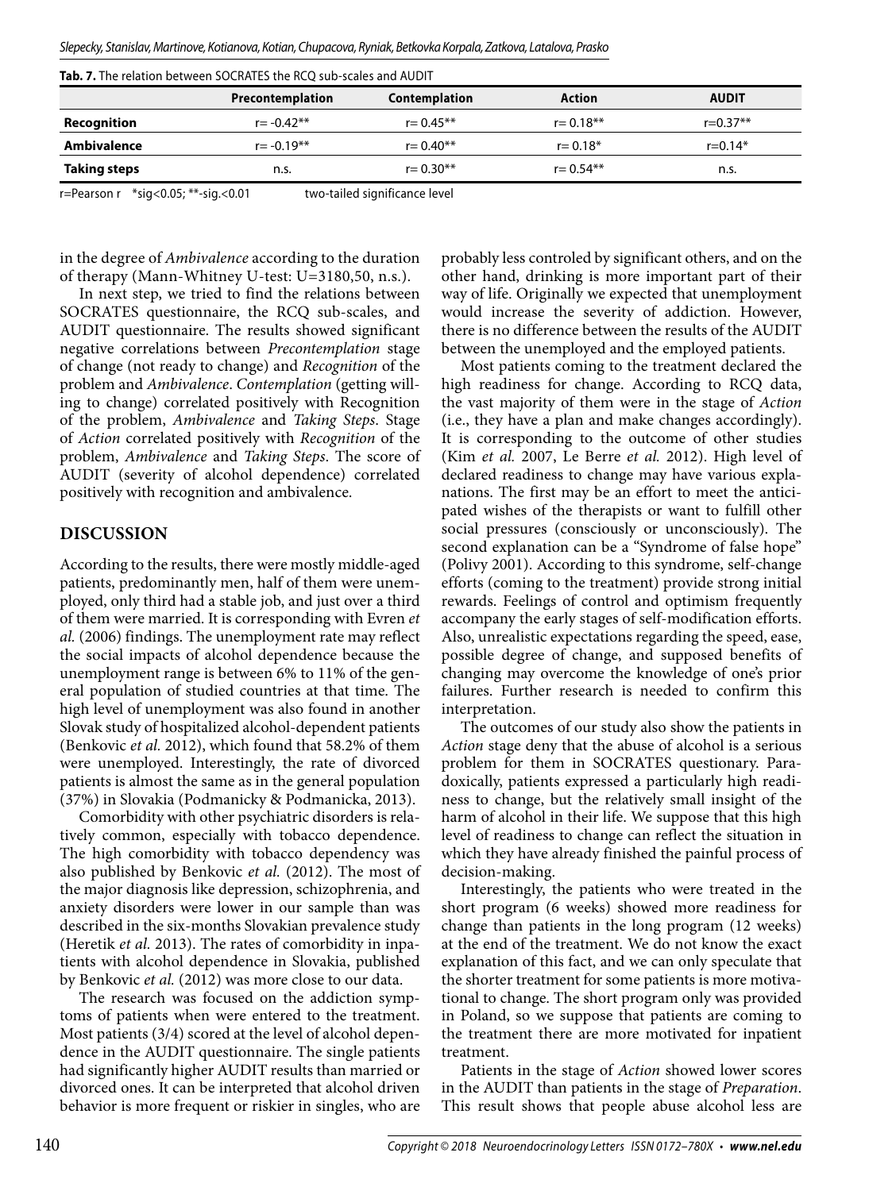**Tab. 7.** The relation between SOCRATES the RCQ sub-scales and AUDIT

| | Precontemplation | Contemplation | Action | AUDIT |
|---|---|---|---|---|
| **Recognition** | r= -0.42** | r= 0.45** | r= 0.18** | r=0.37** |
| **Ambivalence** | r= -0.19** | r= 0.40** | r= 0.18* | r=0.14* |
| **Taking steps** | n.s. | r= 0.30** | r= 0.54** | n.s. |

r=Pearson r   *sig<0.05; **-sig.<0.01   two-tailed significance level

in the degree of *Ambivalence* according to the duration of therapy (Mann-Whitney U-test: U=3180,50, n.s.).

In next step, we tried to find the relations between SOCRATES questionnaire, the RCQ sub-scales, and AUDIT questionnaire. The results showed significant negative correlations between *Precontemplation* stage of change (not ready to change) and *Recognition* of the problem and *Ambivalence*. *Contemplation* (getting willing to change) correlated positively with Recognition of the problem, *Ambivalence* and *Taking Steps*. Stage of *Action* correlated positively with *Recognition* of the problem, *Ambivalence* and *Taking Steps*. The score of AUDIT (severity of alcohol dependence) correlated positively with recognition and ambivalence.

## DISCUSSION

According to the results, there were mostly middle-aged patients, predominantly men, half of them were unemployed, only third had a stable job, and just over a third of them were married. It is corresponding with Evren *et al.* (2006) findings. The unemployment rate may reflect the social impacts of alcohol dependence because the unemployment range is between 6% to 11% of the general population of studied countries at that time. The high level of unemployment was also found in another Slovak study of hospitalized alcohol-dependent patients (Benkovic *et al.* 2012), which found that 58.2% of them were unemployed. Interestingly, the rate of divorced patients is almost the same as in the general population (37%) in Slovakia (Podmanicky & Podmanicka, 2013).

Comorbidity with other psychiatric disorders is relatively common, especially with tobacco dependence. The high comorbidity with tobacco dependency was also published by Benkovic *et al.* (2012). The most of the major diagnosis like depression, schizophrenia, and anxiety disorders were lower in our sample than was described in the six-months Slovakian prevalence study (Heretik *et al.* 2013). The rates of comorbidity in inpatients with alcohol dependence in Slovakia, published by Benkovic *et al.* (2012) was more close to our data.

The research was focused on the addiction symptoms of patients when were entered to the treatment. Most patients (3/4) scored at the level of alcohol dependence in the AUDIT questionnaire. The single patients had significantly higher AUDIT results than married or divorced ones. It can be interpreted that alcohol driven behavior is more frequent or riskier in singles, who are probably less controled by significant others, and on the other hand, drinking is more important part of their way of life. Originally we expected that unemployment would increase the severity of addiction. However, there is no difference between the results of the AUDIT between the unemployed and the employed patients.

Most patients coming to the treatment declared the high readiness for change. According to RCQ data, the vast majority of them were in the stage of *Action* (i.e., they have a plan and make changes accordingly). It is corresponding to the outcome of other studies (Kim *et al.* 2007, Le Berre *et al.* 2012). High level of declared readiness to change may have various explanations. The first may be an effort to meet the anticipated wishes of the therapists or want to fulfill other social pressures (consciously or unconsciously). The second explanation can be a "Syndrome of false hope" (Polivy 2001). According to this syndrome, self-change efforts (coming to the treatment) provide strong initial rewards. Feelings of control and optimism frequently accompany the early stages of self-modification efforts. Also, unrealistic expectations regarding the speed, ease, possible degree of change, and supposed benefits of changing may overcome the knowledge of one's prior failures. Further research is needed to confirm this interpretation.

The outcomes of our study also show the patients in *Action* stage deny that the abuse of alcohol is a serious problem for them in SOCRATES questionary. Paradoxically, patients expressed a particularly high readiness to change, but the relatively small insight of the harm of alcohol in their life. We suppose that this high level of readiness to change can reflect the situation in which they have already finished the painful process of decision-making.

Interestingly, the patients who were treated in the short program (6 weeks) showed more readiness for change than patients in the long program (12 weeks) at the end of the treatment. We do not know the exact explanation of this fact, and we can only speculate that the shorter treatment for some patients is more motivational to change. The short program only was provided in Poland, so we suppose that patients are coming to the treatment there are more motivated for inpatient treatment.

Patients in the stage of *Action* showed lower scores in the AUDIT than patients in the stage of *Preparation*. This result shows that people abuse alcohol less are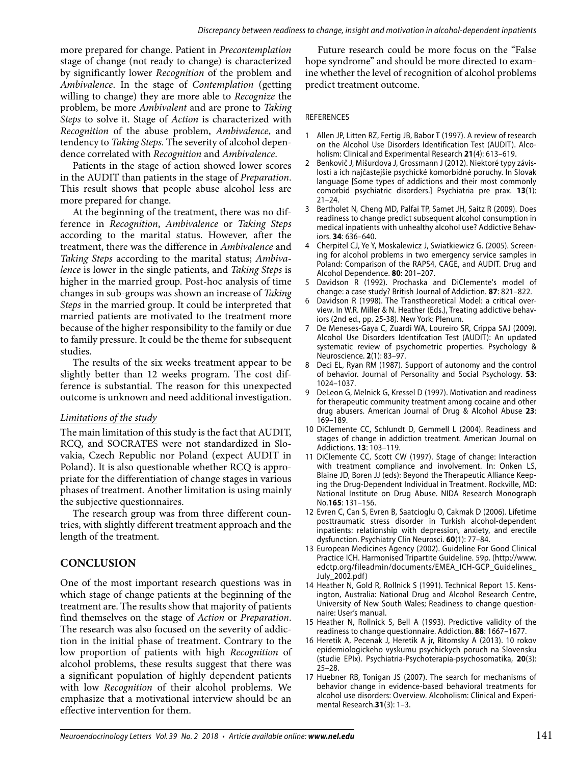more prepared for change. Patient in *Precontemplation* stage of change (not ready to change) is characterized by significantly lower *Recognition* of the problem and *Ambivalence*. In the stage of *Contemplation* (getting willing to change) they are more able to *Recognize* the problem, be more *Ambivalent* and are prone to *Taking Steps* to solve it. Stage of *Action* is characterized with *Recognition* of the abuse problem, *Ambivalence*, and tendency to *Taking Steps*. The severity of alcohol dependence correlated with *Recognition* and *Ambivalence*.

Patients in the stage of action showed lower scores in the AUDIT than patients in the stage of *Preparation*. This result shows that people abuse alcohol less are more prepared for change.

At the beginning of the treatment, there was no difference in *Recognition*, *Ambivalence* or *Taking Steps* according to the marital status. However, after the treatment, there was the difference in *Ambivalence* and *Taking Steps* according to the marital status; *Ambivalence* is lower in the single patients, and *Taking Steps* is higher in the married group. Post-hoc analysis of time changes in sub-groups was shown an increase of *Taking Steps* in the married group. It could be interpreted that married patients are motivated to the treatment more because of the higher responsibility to the family or due to family pressure. It could be the theme for subsequent studies.

The results of the six weeks treatment appear to be slightly better than 12 weeks program. The cost difference is substantial. The reason for this unexpected outcome is unknown and need additional investigation.

*Limitations of the study*

The main limitation of this study is the fact that AUDIT, RCQ, and SOCRATES were not standardized in Slovakia, Czech Republic nor Poland (expect AUDIT in Poland). It is also questionable whether RCQ is appropriate for the differentiation of change stages in various phases of treatment. Another limitation is using mainly the subjective questionnaires.

The research group was from three different countries, with slightly different treatment approach and the length of the treatment.

## CONCLUSION

One of the most important research questions was in which stage of change patients at the beginning of the treatment are. The results show that majority of patients find themselves on the stage of *Action* or *Preparation*. The research was also focused on the severity of addiction in the initial phase of treatment. Contrary to the low proportion of patients with high *Recognition* of alcohol problems, these results suggest that there was a significant population of highly dependent patients with low *Recognition* of their alcohol problems. We emphasize that a motivational interview should be an effective intervention for them.

Future research could be more focus on the "False hope syndrome" and should be more directed to examine whether the level of recognition of alcohol problems predict treatment outcome.

REFERENCES

1 Allen JP, Litten RZ, Fertig JB, Babor T (1997). A review of research on the Alcohol Use Disorders Identification Test (AUDIT). Alcoholism: Clinical and Experimental Research **21**(4): 613–619.
2 Benkovič J, Mišurdova J, Grossmann J (2012). Niektoré typy závislosti a ich najčastejšie psychické komorbidné poruchy. In Slovak language [Some types of addictions and their most commonly comorbid psychiatric disorders.] Psychiatria pre prax. **13**(1): 21–24.
3 Bertholet N, Cheng MD, Palfai TP, Samet JH, Saitz R (2009). Does readiness to change predict subsequent alcohol consumption in medical inpatients with unhealthy alcohol use? Addictive Behaviors. **34**: 636–640.
4 Cherpitel CJ, Ye Y, Moskalewicz J, Swiatkiewicz G. (2005). Screening for alcohol problems in two emergency service samples in Poland: Comparison of the RAPS4, CAGE, and AUDIT. Drug and Alcohol Dependence. **80**: 201–207.
5 Davidson R (1992). Prochaska and DiClemente's model of change: a case study? British Journal of Addiction. **87**: 821–822.
6 Davidson R (1998). The Transtheoretical Model: a critical overview. In W.R. Miller & N. Heather (Eds.), Treating addictive behaviors (2nd ed., pp. 25-38). New York: Plenum.
7 De Meneses-Gaya C, Zuardi WA, Loureiro SR, Crippa SAJ (2009). Alcohol Use Disorders Identifcation Test (AUDIT): An updated systematic review of psychometric properties. Psychology & Neuroscience. **2**(1): 83–97.
8 Deci EL, Ryan RM (1987). Support of autonomy and the control of behavior. Journal of Personality and Social Psychology. **53**: 1024–1037.
9 DeLeon G, Melnick G, Kressel D (1997). Motivation and readiness for therapeutic community treatment among cocaine and other drug abusers. American Journal of Drug & Alcohol Abuse **23**: 169–189.
10 DiClemente CC, Schlundt D, Gemmell L (2004). Readiness and stages of change in addiction treatment. American Journal on Addictions. **13**: 103–119.
11 DiClemente CC, Scott CW (1997). Stage of change: Interaction with treatment compliance and involvement. In: Onken LS, Blaine JD, Boren JJ (eds): Beyond the Therapeutic Alliance Keeping the Drug-Dependent Individual in Treatment. Rockville, MD: National Institute on Drug Abuse. NIDA Research Monograph No.**165**: 131–156.
12 Evren C, Can S, Evren B, Saatcioglu O, Cakmak D (2006). Lifetime posttraumatic stress disorder in Turkish alcohol-dependent inpatients: relationship with depression, anxiety, and erectile dysfunction. Psychiatry Clin Neurosci. **60**(1): 77–84.
13 European Medicines Agency (2002). Guideline For Good Clinical Practice ICH. Harmonised Tripartite Guideline. 59p. (http://www.edctp.org/fileadmin/documents/EMEA_ICH-GCP_Guidelines_July_2002.pdf)
14 Heather N, Gold R, Rollnick S (1991). Technical Report 15. Kensington, Australia: National Drug and Alcohol Research Centre, University of New South Wales; Readiness to change questionnaire: User's manual.
15 Heather N, Rollnick S, Bell A (1993). Predictive validity of the readiness to change questionnaire. Addiction. **88**: 1667–1677.
16 Heretik A, Pecenak J, Heretik A jr, Ritomsky A (2013). 10 rokov epidemiologickeho vyskumu psychickych poruch na Slovensku (studie EPIx). Psychiatria-Psychoterapia-psychosomatika, **20**(3): 25–28.
17 Huebner RB, Tonigan JS (2007). The search for mechanisms of behavior change in evidence-based behavioral treatments for alcohol use disorders: Overview. Alcoholism: Clinical and Experimental Research.**31**(3): 1–3.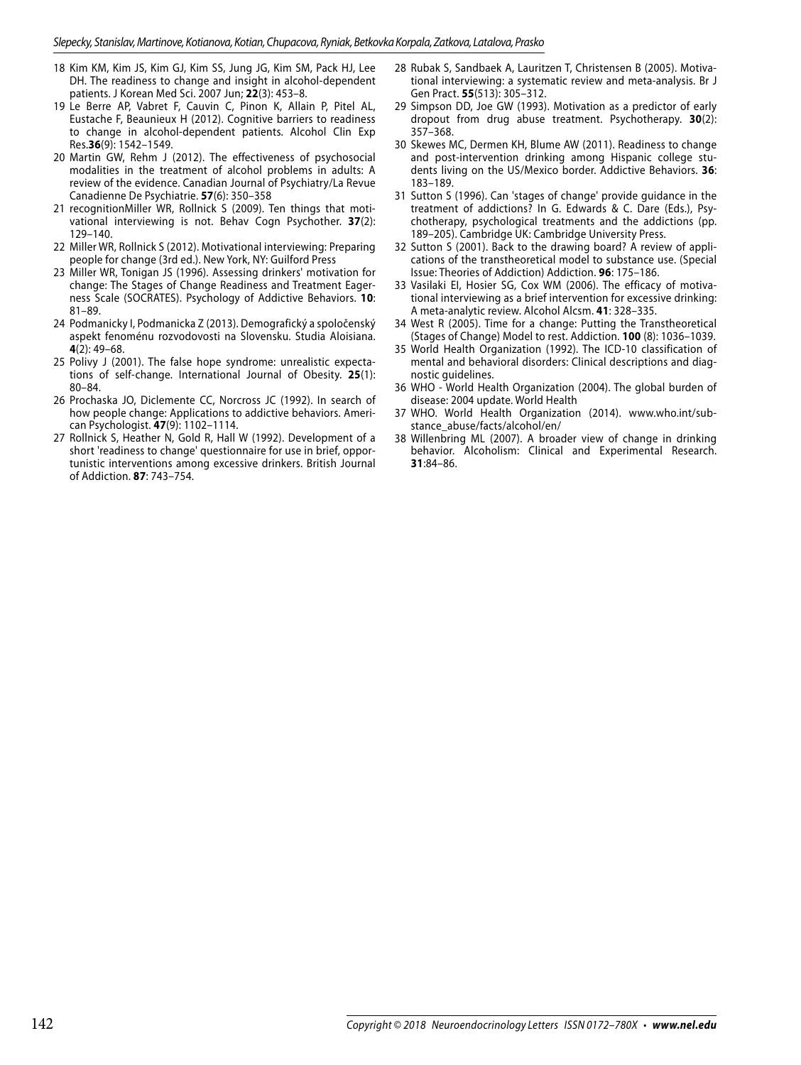18 Kim KM, Kim JS, Kim GJ, Kim SS, Jung JG, Kim SM, Pack HJ, Lee DH. The readiness to change and insight in alcohol-dependent patients. J Korean Med Sci. 2007 Jun; **22**(3): 453–8.

19 Le Berre AP, Vabret F, Cauvin C, Pinon K, Allain P, Pitel AL, Eustache F, Beaunieux H (2012). Cognitive barriers to readiness to change in alcohol-dependent patients. Alcohol Clin Exp Res.**36**(9): 1542–1549.

20 Martin GW, Rehm J (2012). The effectiveness of psychosocial modalities in the treatment of alcohol problems in adults: A review of the evidence. Canadian Journal of Psychiatry/La Revue Canadienne De Psychiatrie. **57**(6): 350–358

21 recognitionMiller WR, Rollnick S (2009). Ten things that motivational interviewing is not. Behav Cogn Psychother. **37**(2): 129–140.

22 Miller WR, Rollnick S (2012). Motivational interviewing: Preparing people for change (3rd ed.). New York, NY: Guilford Press

23 Miller WR, Tonigan JS (1996). Assessing drinkers' motivation for change: The Stages of Change Readiness and Treatment Eagerness Scale (SOCRATES). Psychology of Addictive Behaviors. **10**: 81–89.

24 Podmanicky I, Podmanicka Z (2013). Demografický a spoločenský aspekt fenoménu rozvodovosti na Slovensku. Studia Aloisiana. **4**(2): 49–68.

25 Polivy J (2001). The false hope syndrome: unrealistic expectations of self-change. International Journal of Obesity. **25**(1): 80–84.

26 Prochaska JO, Diclemente CC, Norcross JC (1992). In search of how people change: Applications to addictive behaviors. American Psychologist. **47**(9): 1102–1114.

27 Rollnick S, Heather N, Gold R, Hall W (1992). Development of a short 'readiness to change' questionnaire for use in brief, opportunistic interventions among excessive drinkers. British Journal of Addiction. **87**: 743–754.

28 Rubak S, Sandbaek A, Lauritzen T, Christensen B (2005). Motivational interviewing: a systematic review and meta-analysis. Br J Gen Pract. **55**(513): 305–312.

29 Simpson DD, Joe GW (1993). Motivation as a predictor of early dropout from drug abuse treatment. Psychotherapy. **30**(2): 357–368.

30 Skewes MC, Dermen KH, Blume AW (2011). Readiness to change and post-intervention drinking among Hispanic college students living on the US/Mexico border. Addictive Behaviors. **36**: 183–189.

31 Sutton S (1996). Can 'stages of change' provide guidance in the treatment of addictions? In G. Edwards & C. Dare (Eds.), Psychotherapy, psychological treatments and the addictions (pp. 189–205). Cambridge UK: Cambridge University Press.

32 Sutton S (2001). Back to the drawing board? A review of applications of the transtheoretical model to substance use. (Special Issue: Theories of Addiction) Addiction. **96**: 175–186.

33 Vasilaki EI, Hosier SG, Cox WM (2006). The efficacy of motivational interviewing as a brief intervention for excessive drinking: A meta-analytic review. Alcohol Alcsm. **41**: 328–335.

34 West R (2005). Time for a change: Putting the Transtheoretical (Stages of Change) Model to rest. Addiction. **100** (8): 1036–1039.

35 World Health Organization (1992). The ICD-10 classification of mental and behavioral disorders: Clinical descriptions and diagnostic guidelines.

36 WHO - World Health Organization (2004). The global burden of disease: 2004 update. World Health

37 WHO. World Health Organization (2014). www.who.int/substance_abuse/facts/alcohol/en/

38 Willenbring ML (2007). A broader view of change in drinking behavior. Alcoholism: Clinical and Experimental Research. **31**:84–86.